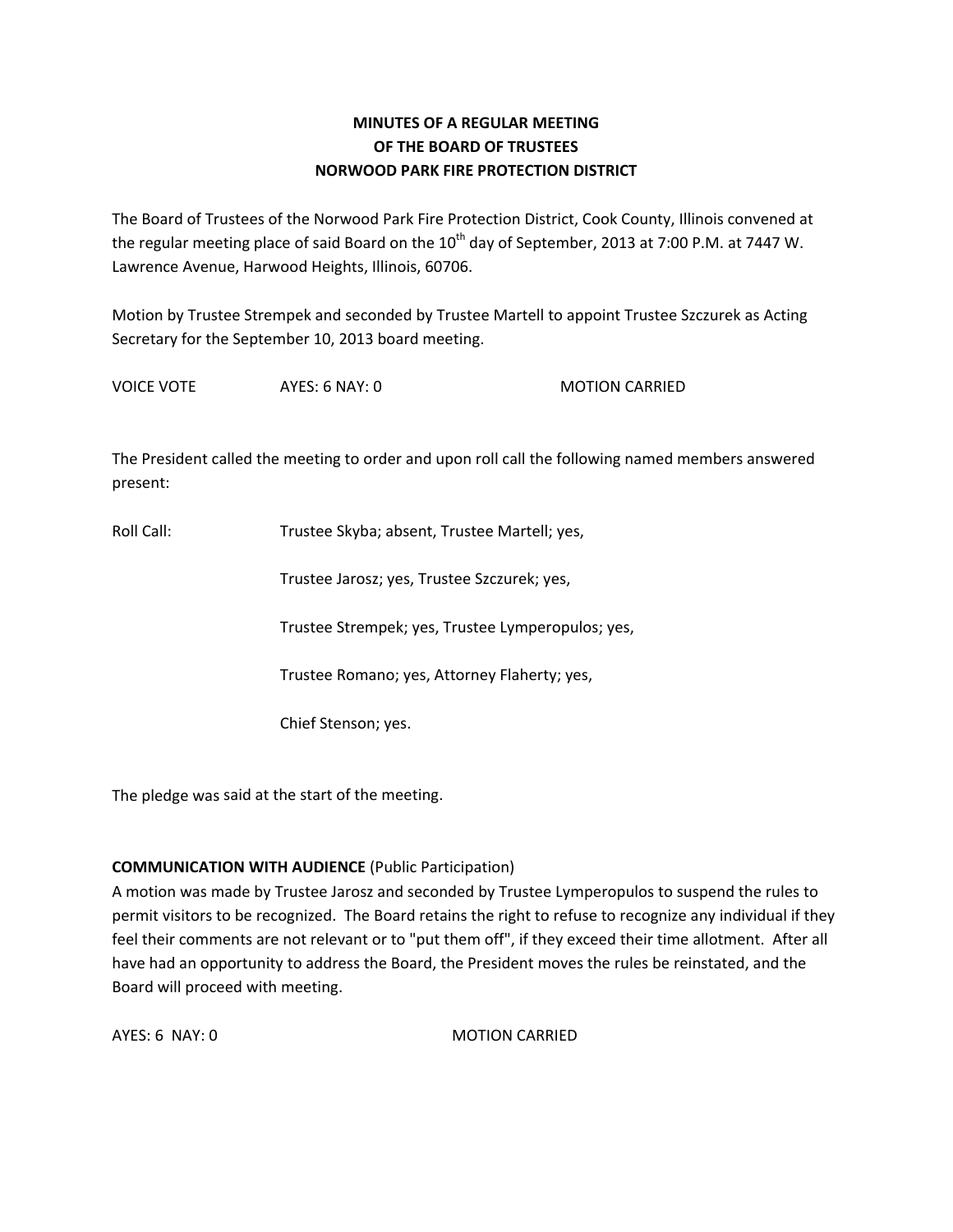# MINUTES OF A REGULAR MEETING OF THE BOARD OF TRUSTEES NORWOOD PARK FIRE PROTECTION DISTRICT

The Board of Trustees of the Norwood Park Fire Protection District, Cook County, Illinois convened at the regular meeting place of said Board on the 10th day of September, 2013 at 7:00 P.M. at 7447 W. Lawrence Avenue, Harwood Heights, Illinois, 60706.

Motion by Trustee Strempek and seconded by Trustee Martell to appoint Trustee Szczurek as Acting Secretary for the September 10, 2013 board meeting.

VOICE VOTE AYES: 6 NAY: 0 MOTION CARRIED

The President called the meeting to order and upon roll call the following named members answered present:

Roll Call: Trustee Skyba; absent, Trustee Martell; yes,

Trustee Jarosz; yes, Trustee Szczurek; yes,

Trustee Strempek; yes, Trustee Lymperopulos; yes,

Trustee Romano; yes, Attorney Flaherty; yes,

Chief Stenson; yes.

The pledge was said at the start of the meeting.

**COMMUNICATION WITH AUDIENCE** (Public Participation)
A motion was made by Trustee Jarosz and seconded by Trustee Lymperopulos to suspend the rules to permit visitors to be recognized. The Board retains the right to refuse to recognize any individual if they feel their comments are not relevant or to "put them off", if they exceed their time allotment. After all have had an opportunity to address the Board, the President moves the rules be reinstated, and the Board will proceed with meeting.

AYES: 6 NAY: 0 MOTION CARRIED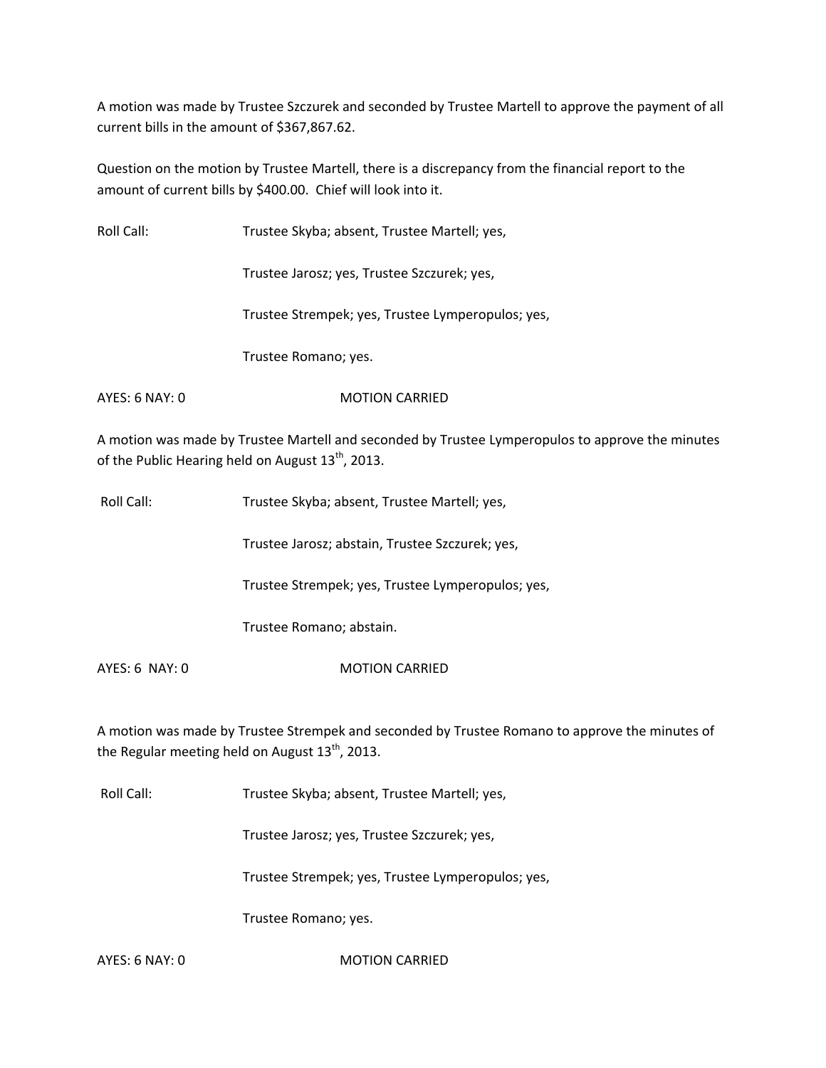A motion was made by Trustee Szczurek and seconded by Trustee Martell to approve the payment of all current bills in the amount of $367,867.62.

Question on the motion by Trustee Martell, there is a discrepancy from the financial report to the amount of current bills by $400.00. Chief will look into it.

Roll Call: Trustee Skyba; absent, Trustee Martell; yes,

Trustee Jarosz; yes, Trustee Szczurek; yes,

Trustee Strempek; yes, Trustee Lymperopulos; yes,

Trustee Romano; yes.

AYES: 6 NAY: 0 MOTION CARRIED

A motion was made by Trustee Martell and seconded by Trustee Lymperopulos to approve the minutes of the Public Hearing held on August 13th, 2013.

Roll Call: Trustee Skyba; absent, Trustee Martell; yes,

Trustee Jarosz; abstain, Trustee Szczurek; yes,

Trustee Strempek; yes, Trustee Lymperopulos; yes,

Trustee Romano; abstain.

AYES: 6 NAY: 0 MOTION CARRIED

A motion was made by Trustee Strempek and seconded by Trustee Romano to approve the minutes of the Regular meeting held on August 13th, 2013.

Roll Call: Trustee Skyba; absent, Trustee Martell; yes,

Trustee Jarosz; yes, Trustee Szczurek; yes,

Trustee Strempek; yes, Trustee Lymperopulos; yes,

Trustee Romano; yes.

AYES: 6 NAY: 0 MOTION CARRIED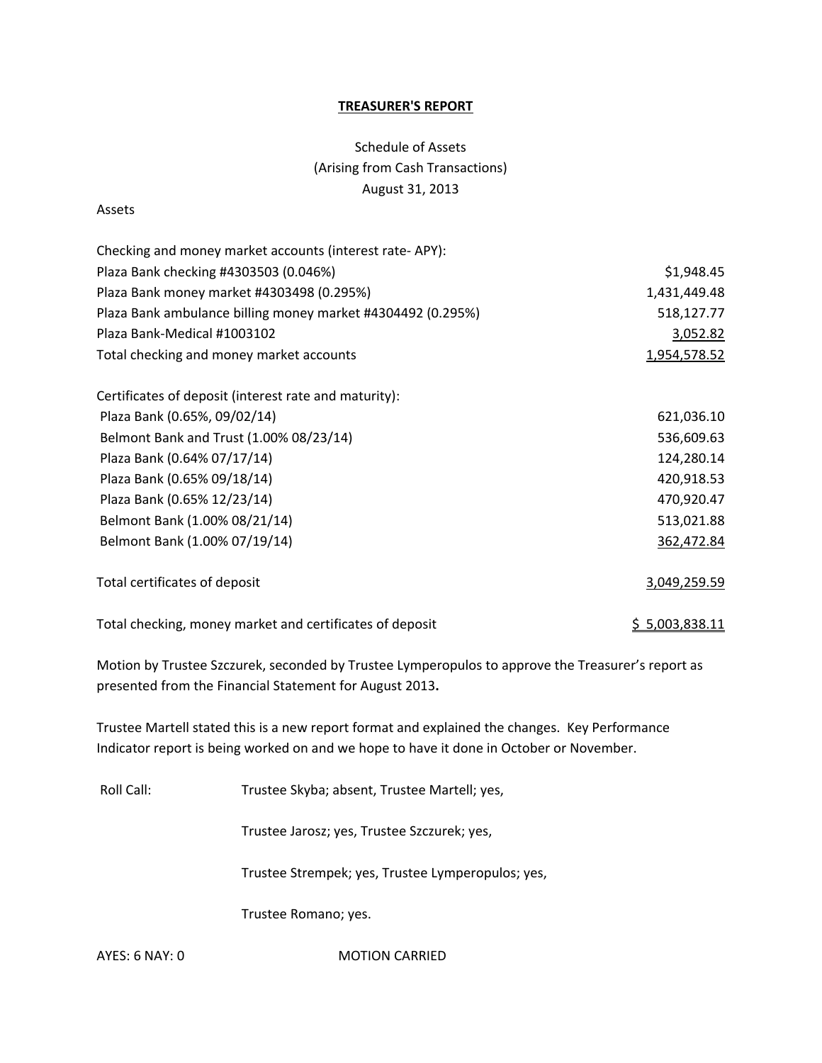**TREASURER'S REPORT**

Schedule of Assets
(Arising from Cash Transactions)
August 31, 2013

Assets

| | |
|---|---|
| Checking and money market accounts (interest rate- APY): | |
| Plaza Bank checking #4303503 (0.046%) | $1,948.45 |
| Plaza Bank money market #4303498 (0.295%) | 1,431,449.48 |
| Plaza Bank ambulance billing money market #4304492 (0.295%) | 518,127.77 |
| Plaza Bank-Medical #1003102 | 3,052.82 |
| Total checking and money market accounts | 1,954,578.52 |
| | |
| Certificates of deposit (interest rate and maturity): | |
| Plaza Bank (0.65%, 09/02/14) | 621,036.10 |
| Belmont Bank and Trust (1.00% 08/23/14) | 536,609.63 |
| Plaza Bank (0.64% 07/17/14) | 124,280.14 |
| Plaza Bank (0.65% 09/18/14) | 420,918.53 |
| Plaza Bank (0.65% 12/23/14) | 470,920.47 |
| Belmont Bank (1.00% 08/21/14) | 513,021.88 |
| Belmont Bank (1.00% 07/19/14) | 362,472.84 |
| | |
| Total certificates of deposit | 3,049,259.59 |
| | |
| Total checking, money market and certificates of deposit | $ 5,003,838.11 |

Motion by Trustee Szczurek, seconded by Trustee Lymperopulos to approve the Treasurer's report as presented from the Financial Statement for August 2013**.**

Trustee Martell stated this is a new report format and explained the changes. Key Performance Indicator report is being worked on and we hope to have it done in October or November.

Roll Call: Trustee Skyba; absent, Trustee Martell; yes,

Trustee Jarosz; yes, Trustee Szczurek; yes,

Trustee Strempek; yes, Trustee Lymperopulos; yes,

Trustee Romano; yes.

AYES: 6 NAY: 0 MOTION CARRIED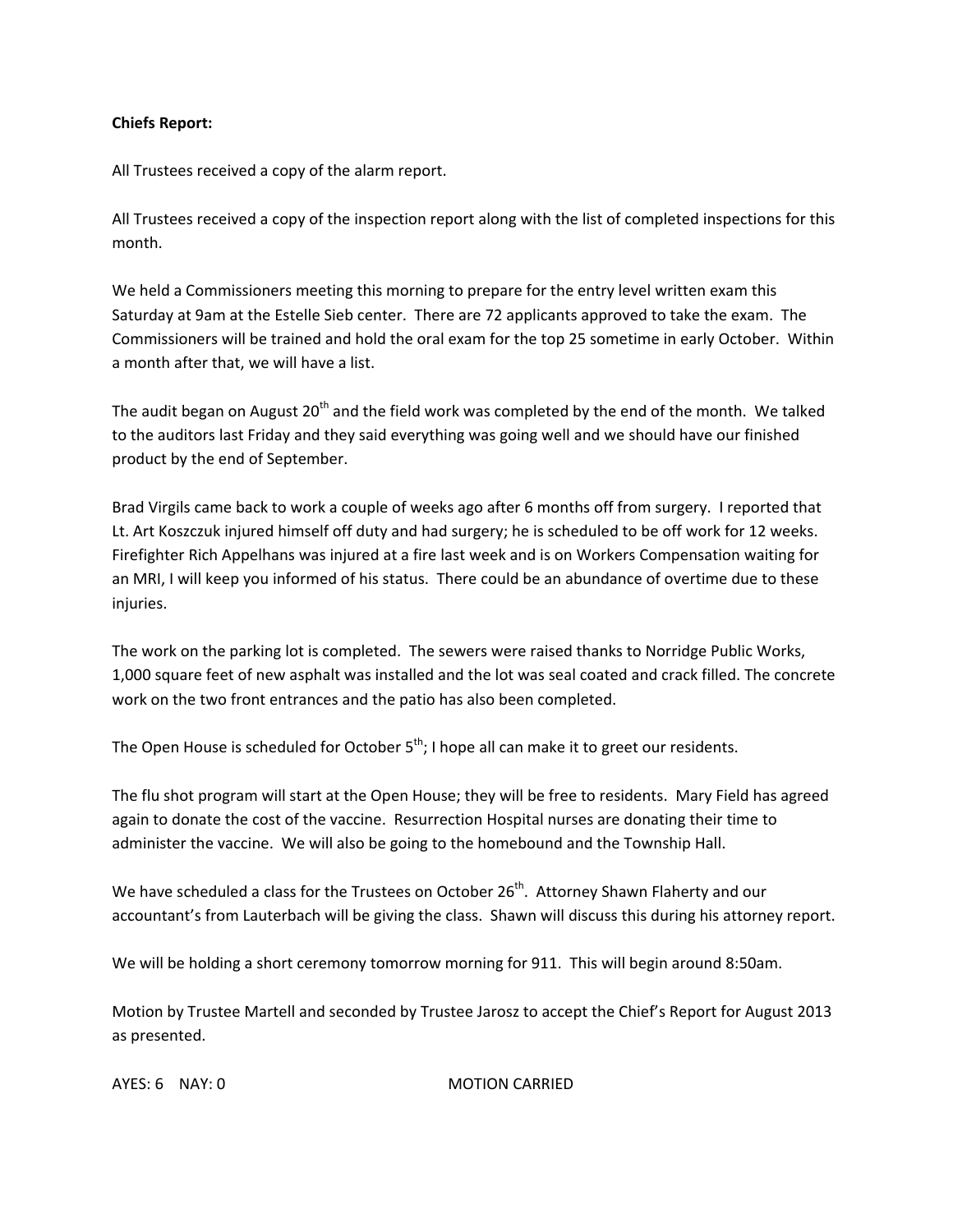**Chiefs Report:**

All Trustees received a copy of the alarm report.

All Trustees received a copy of the inspection report along with the list of completed inspections for this month.

We held a Commissioners meeting this morning to prepare for the entry level written exam this Saturday at 9am at the Estelle Sieb center. There are 72 applicants approved to take the exam. The Commissioners will be trained and hold the oral exam for the top 25 sometime in early October. Within a month after that, we will have a list.

The audit began on August 20th and the field work was completed by the end of the month. We talked to the auditors last Friday and they said everything was going well and we should have our finished product by the end of September.

Brad Virgils came back to work a couple of weeks ago after 6 months off from surgery. I reported that Lt. Art Koszczuk injured himself off duty and had surgery; he is scheduled to be off work for 12 weeks. Firefighter Rich Appelhans was injured at a fire last week and is on Workers Compensation waiting for an MRI, I will keep you informed of his status. There could be an abundance of overtime due to these injuries.

The work on the parking lot is completed. The sewers were raised thanks to Norridge Public Works, 1,000 square feet of new asphalt was installed and the lot was seal coated and crack filled. The concrete work on the two front entrances and the patio has also been completed.

The Open House is scheduled for October 5th; I hope all can make it to greet our residents.

The flu shot program will start at the Open House; they will be free to residents. Mary Field has agreed again to donate the cost of the vaccine. Resurrection Hospital nurses are donating their time to administer the vaccine. We will also be going to the homebound and the Township Hall.

We have scheduled a class for the Trustees on October 26th. Attorney Shawn Flaherty and our accountant's from Lauterbach will be giving the class. Shawn will discuss this during his attorney report.

We will be holding a short ceremony tomorrow morning for 911. This will begin around 8:50am.

Motion by Trustee Martell and seconded by Trustee Jarosz to accept the Chief's Report for August 2013 as presented.

AYES: 6 NAY: 0 MOTION CARRIED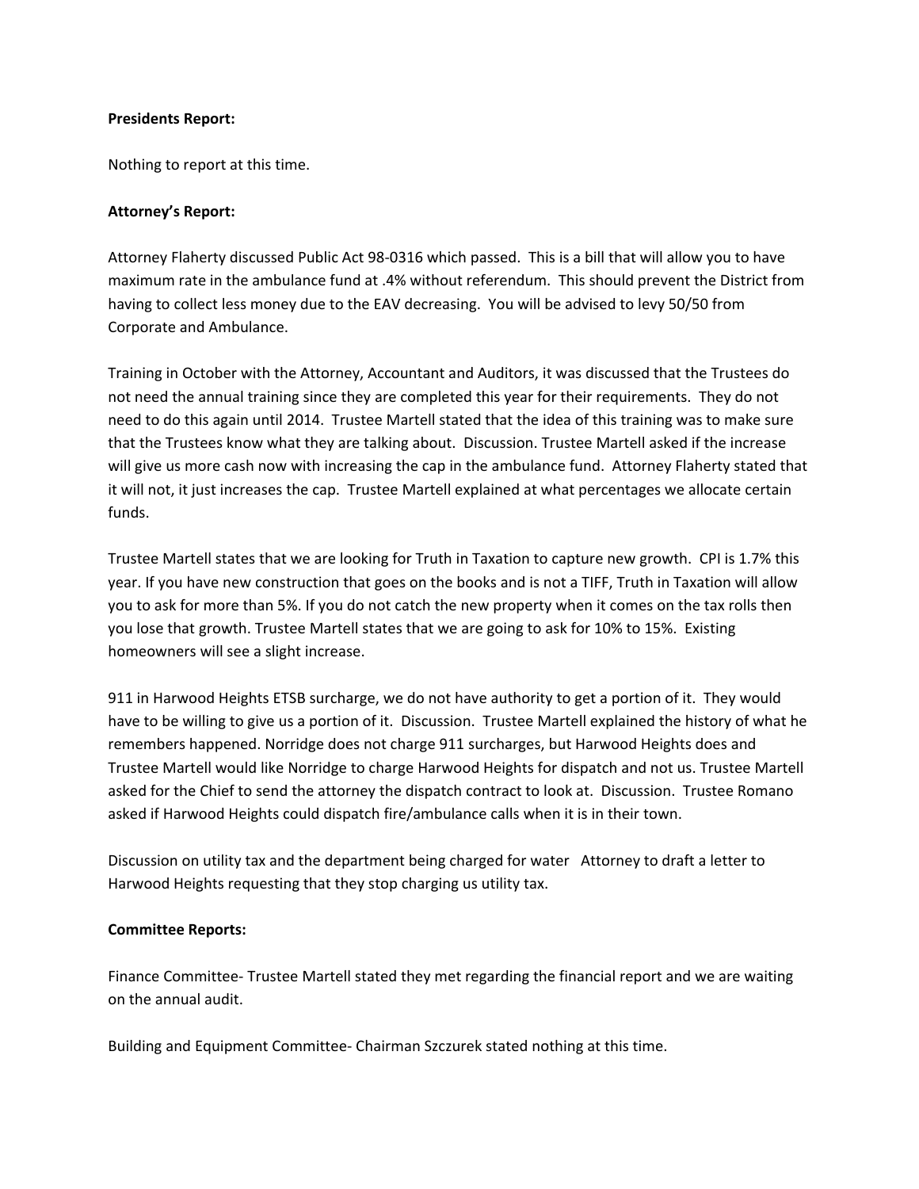**Presidents Report:**

Nothing to report at this time.

**Attorney's Report:**

Attorney Flaherty discussed Public Act 98-0316 which passed. This is a bill that will allow you to have maximum rate in the ambulance fund at .4% without referendum. This should prevent the District from having to collect less money due to the EAV decreasing. You will be advised to levy 50/50 from Corporate and Ambulance.

Training in October with the Attorney, Accountant and Auditors, it was discussed that the Trustees do not need the annual training since they are completed this year for their requirements. They do not need to do this again until 2014. Trustee Martell stated that the idea of this training was to make sure that the Trustees know what they are talking about. Discussion. Trustee Martell asked if the increase will give us more cash now with increasing the cap in the ambulance fund. Attorney Flaherty stated that it will not, it just increases the cap. Trustee Martell explained at what percentages we allocate certain funds.

Trustee Martell states that we are looking for Truth in Taxation to capture new growth. CPI is 1.7% this year. If you have new construction that goes on the books and is not a TIFF, Truth in Taxation will allow you to ask for more than 5%. If you do not catch the new property when it comes on the tax rolls then you lose that growth. Trustee Martell states that we are going to ask for 10% to 15%. Existing homeowners will see a slight increase.

911 in Harwood Heights ETSB surcharge, we do not have authority to get a portion of it. They would have to be willing to give us a portion of it. Discussion. Trustee Martell explained the history of what he remembers happened. Norridge does not charge 911 surcharges, but Harwood Heights does and Trustee Martell would like Norridge to charge Harwood Heights for dispatch and not us. Trustee Martell asked for the Chief to send the attorney the dispatch contract to look at. Discussion. Trustee Romano asked if Harwood Heights could dispatch fire/ambulance calls when it is in their town.

Discussion on utility tax and the department being charged for water Attorney to draft a letter to Harwood Heights requesting that they stop charging us utility tax.

**Committee Reports:**

Finance Committee- Trustee Martell stated they met regarding the financial report and we are waiting on the annual audit.

Building and Equipment Committee- Chairman Szczurek stated nothing at this time.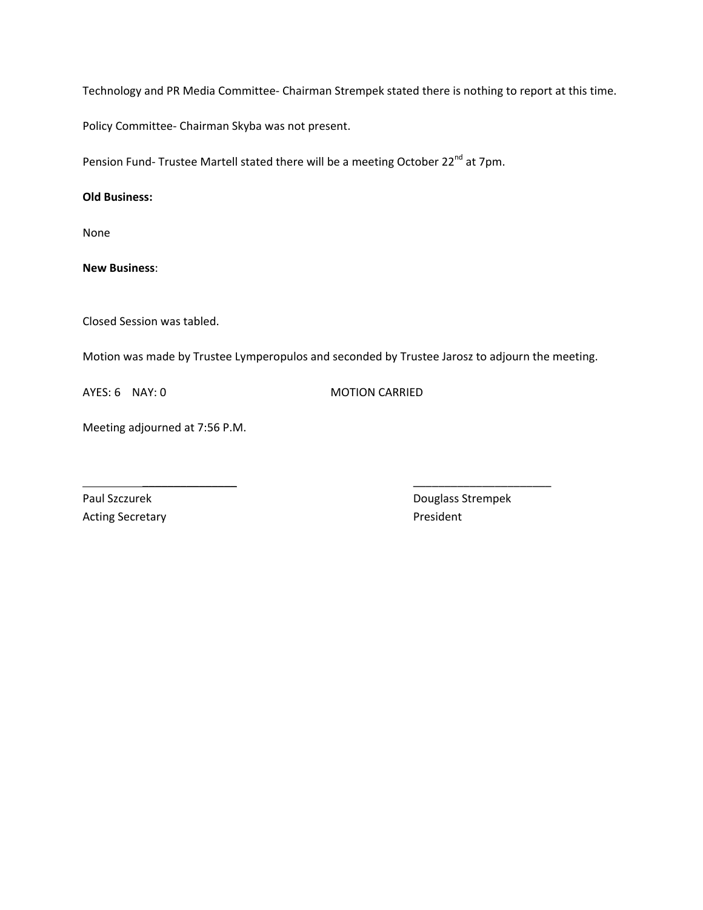Technology and PR Media Committee- Chairman Strempek stated there is nothing to report at this time.

Policy Committee- Chairman Skyba was not present.

Pension Fund- Trustee Martell stated there will be a meeting October 22nd at 7pm.

**Old Business:**

None

**New Business**:

Closed Session was tabled.

Motion was made by Trustee Lymperopulos and seconded by Trustee Jarosz to adjourn the meeting.

AYES: 6 NAY: 0 MOTION CARRIED

Meeting adjourned at 7:56 P.M.

\_\_\_\_\_\_\_\_\_\_\_\_\_\_\_\_\_\_\_\_\_\_\_\_ \_\_\_\_\_\_\_\_\_\_\_\_\_\_\_\_\_\_\_\_\_\_\_\_

Paul Szczurek  
Acting Secretary

Douglass Strempek  
President